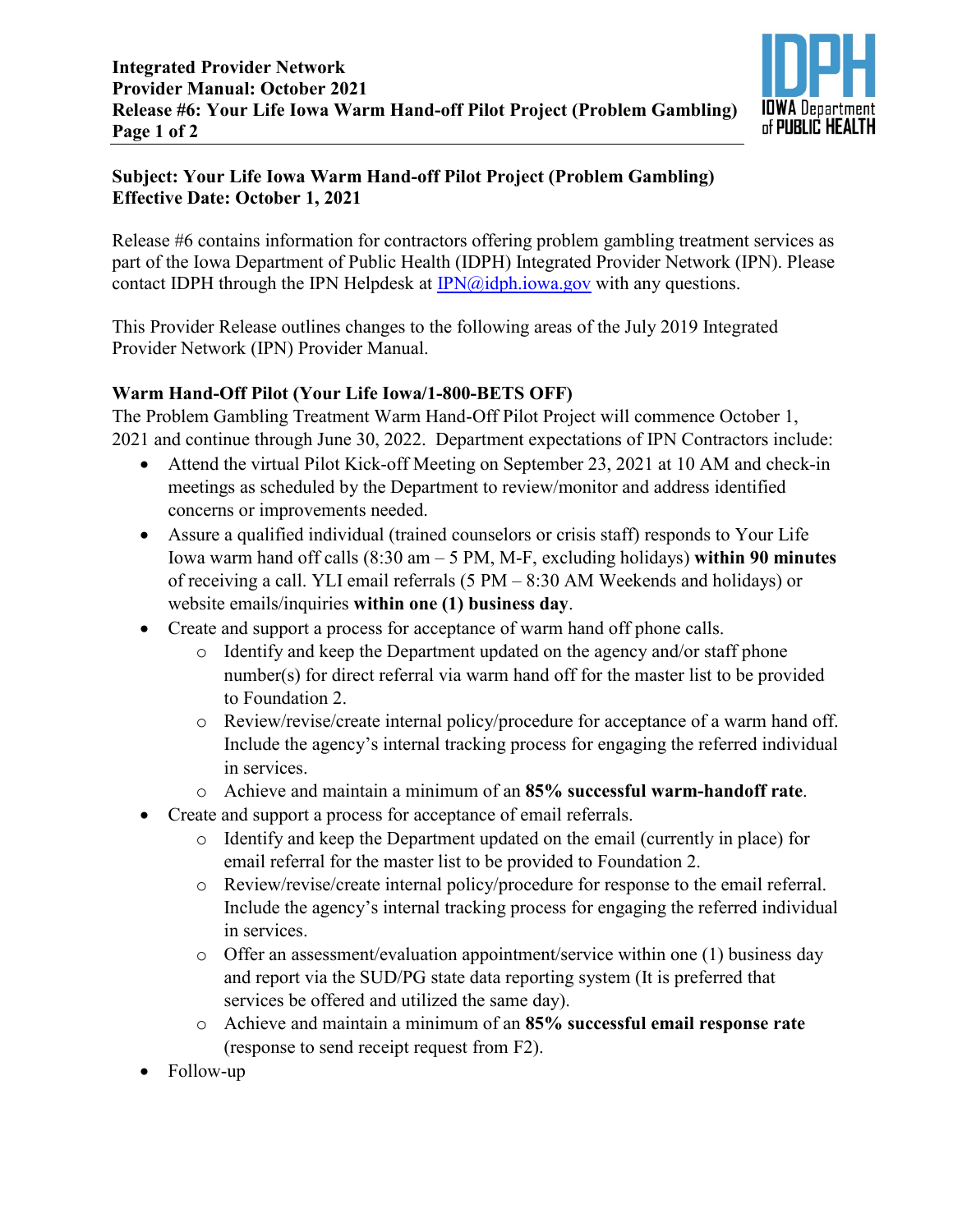**Subject: Your Life Iowa Warm Hand-off Pilot Project (Problem Gambling)**
**Effective Date: October 1, 2021**

Release #6 contains information for contractors offering problem gambling treatment services as part of the Iowa Department of Public Health (IDPH) Integrated Provider Network (IPN). Please contact IDPH through the IPN Helpdesk at IPN@idph.iowa.gov with any questions.

This Provider Release outlines changes to the following areas of the July 2019 Integrated Provider Network (IPN) Provider Manual.

## Warm Hand-Off Pilot (Your Life Iowa/1-800-BETS OFF)

The Problem Gambling Treatment Warm Hand-Off Pilot Project will commence October 1, 2021 and continue through June 30, 2022. Department expectations of IPN Contractors include:

- Attend the virtual Pilot Kick-off Meeting on September 23, 2021 at 10 AM and check-in meetings as scheduled by the Department to review/monitor and address identified concerns or improvements needed.
- Assure a qualified individual (trained counselors or crisis staff) responds to Your Life Iowa warm hand off calls (8:30 am – 5 PM, M-F, excluding holidays) **within 90 minutes** of receiving a call. YLI email referrals (5 PM – 8:30 AM Weekends and holidays) or website emails/inquiries **within one (1) business day**.
- Create and support a process for acceptance of warm hand off phone calls.
  - Identify and keep the Department updated on the agency and/or staff phone number(s) for direct referral via warm hand off for the master list to be provided to Foundation 2.
  - Review/revise/create internal policy/procedure for acceptance of a warm hand off. Include the agency's internal tracking process for engaging the referred individual in services.
  - Achieve and maintain a minimum of an **85% successful warm-handoff rate**.
- Create and support a process for acceptance of email referrals.
  - Identify and keep the Department updated on the email (currently in place) for email referral for the master list to be provided to Foundation 2.
  - Review/revise/create internal policy/procedure for response to the email referral. Include the agency's internal tracking process for engaging the referred individual in services.
  - Offer an assessment/evaluation appointment/service within one (1) business day and report via the SUD/PG state data reporting system (It is preferred that services be offered and utilized the same day).
  - Achieve and maintain a minimum of an **85% successful email response rate** (response to send receipt request from F2).
- Follow-up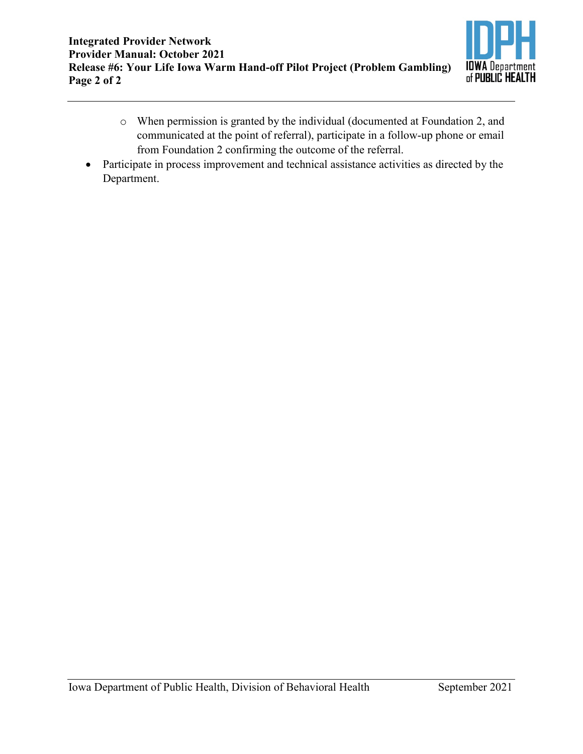- When permission is granted by the individual (documented at Foundation 2, and communicated at the point of referral), participate in a follow-up phone or email from Foundation 2 confirming the outcome of the referral.
- Participate in process improvement and technical assistance activities as directed by the Department.